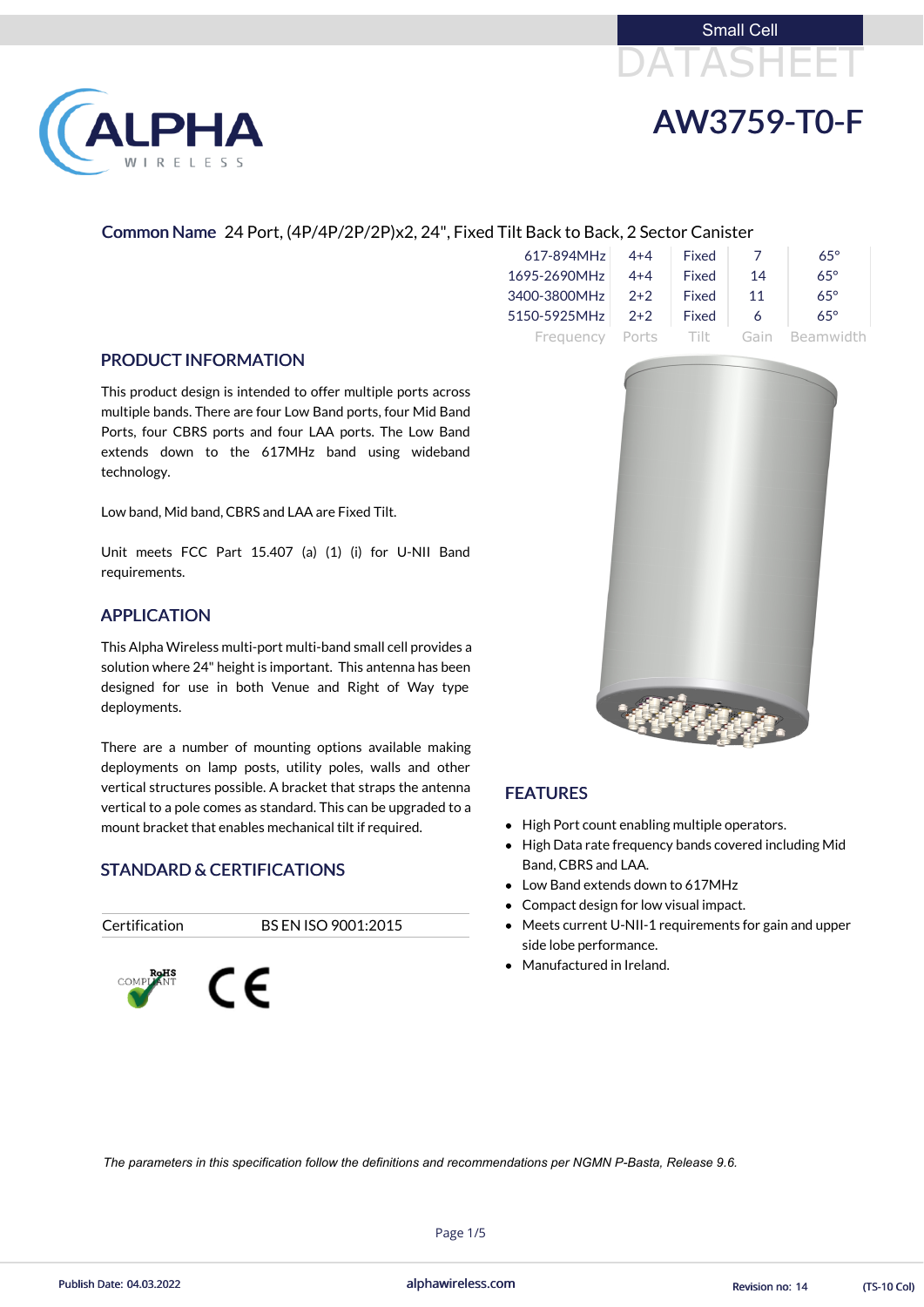Small Cell

DATASHEET

# AW3759-T0-F

**Common Name** 24 Port, (4P/4P/2P/2P)x2, 24", Fixed Tilt Back to Back, 2 Sector Canister

| Frequency | Ports | Tilt | Gain | Beamwidth |
|---|---|---|---|---|
| 617-894MHz | 4+4 | Fixed | 7 | 65° |
| 1695-2690MHz | 4+4 | Fixed | 14 | 65° |
| 3400-3800MHz | 2+2 | Fixed | 11 | 65° |
| 5150-5925MHz | 2+2 | Fixed | 6 | 65° |

## PRODUCT INFORMATION

This product design is intended to offer multiple ports across multiple bands. There are four Low Band ports, four Mid Band Ports, four CBRS ports and four LAA ports. The Low Band extends down to the 617MHz band using wideband technology.

Low band, Mid band, CBRS and LAA are Fixed Tilt.

Unit meets FCC Part 15.407 (a) (1) (i) for U-NII Band requirements.

## APPLICATION

This Alpha Wireless multi-port multi-band small cell provides a solution where 24" height is important. This antenna has been designed for use in both Venue and Right of Way type deployments.

There are a number of mounting options available making deployments on lamp posts, utility poles, walls and other vertical structures possible. A bracket that straps the antenna vertical to a pole comes as standard. This can be upgraded to a mount bracket that enables mechanical tilt if required.

## STANDARD & CERTIFICATIONS

| Certification | BS EN ISO 9001:2015 |
|---|---|

RoHS COMPLIANT

CE

## FEATURES

- High Port count enabling multiple operators.
- High Data rate frequency bands covered including Mid Band, CBRS and LAA.
- Low Band extends down to 617MHz
- Compact design for low visual impact.
- Meets current U-NII-1 requirements for gain and upper side lobe performance.
- Manufactured in Ireland.

*The parameters in this specification follow the definitions and recommendations per NGMN P-Basta, Release 9.6.*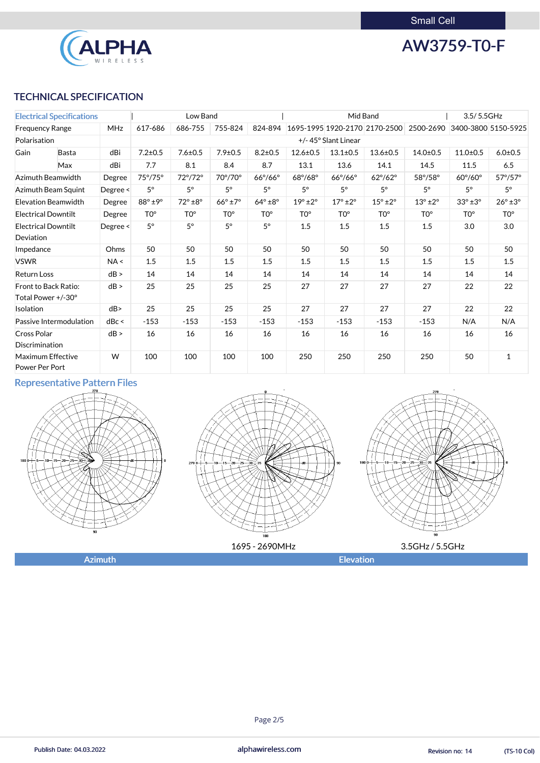Small Cell

# AW3759-T0-F

## TECHNICAL SPECIFICATION

| Electrical Specifications | | | Low Band | | | | Mid Band | | | | 3.5/ 5.5GHz | |
|---|---|---|---|---|---|---|---|---|---|---|---|---|
| Frequency Range | | MHz | 617-686 | 686-755 | 755-824 | 824-894 | 1695-1995 | 1920-2170 | 2170-2500 | 2500-2690 | 3400-3800 | 5150-5925 |
| Polarisation | | | +/- 45° Slant Linear | | | | | | | | | |
| Gain | Basta | dBi | 7.2±0.5 | 7.6±0.5 | 7.9±0.5 | 8.2±0.5 | 12.6±0.5 | 13.1±0.5 | 13.6±0.5 | 14.0±0.5 | 11.0±0.5 | 6.0±0.5 |
| | Max | dBi | 7.7 | 8.1 | 8.4 | 8.7 | 13.1 | 13.6 | 14.1 | 14.5 | 11.5 | 6.5 |
| Azimuth Beamwidth | | Degree | 75°/75° | 72°/72° | 70°/70° | 66°/66° | 68°/68° | 66°/66° | 62°/62° | 58°/58° | 60°/60° | 57°/57° |
| Azimuth Beam Squint | | Degree < | 5° | 5° | 5° | 5° | 5° | 5° | 5° | 5° | 5° | 5° |
| Elevation Beamwidth | | Degree | 88° ±9° | 72° ±8° | 66° ±7° | 64° ±8° | 19° ±2° | 17° ±2° | 15° ±2° | 13° ±2° | 33° ±3° | 26° ±3° |
| Electrical Downtilt | | Degree | T0° | T0° | T0° | T0° | T0° | T0° | T0° | T0° | T0° | T0° |
| Electrical Downtilt Deviation | | Degree < | 5° | 5° | 5° | 5° | 1.5 | 1.5 | 1.5 | 1.5 | 3.0 | 3.0 |
| Impedance | | Ohms | 50 | 50 | 50 | 50 | 50 | 50 | 50 | 50 | 50 | 50 |
| VSWR | | NA < | 1.5 | 1.5 | 1.5 | 1.5 | 1.5 | 1.5 | 1.5 | 1.5 | 1.5 | 1.5 |
| Return Loss | | dB > | 14 | 14 | 14 | 14 | 14 | 14 | 14 | 14 | 14 | 14 |
| Front to Back Ratio: Total Power +/-30° | | dB > | 25 | 25 | 25 | 25 | 27 | 27 | 27 | 27 | 22 | 22 |
| Isolation | | dB> | 25 | 25 | 25 | 25 | 27 | 27 | 27 | 27 | 22 | 22 |
| Passive Intermodulation | | dBc < | -153 | -153 | -153 | -153 | -153 | -153 | -153 | -153 | N/A | N/A |
| Cross Polar Discrimination | | dB > | 16 | 16 | 16 | 16 | 16 | 16 | 16 | 16 | 16 | 16 |
| Maximum Effective Power Per Port | | W | 100 | 100 | 100 | 100 | 250 | 250 | 250 | 250 | 50 | 1 |

## Representative Pattern Files

1695 - 2690MHz

3.5GHz / 5.5GHz

Azimuth | Elevation

Publish Date: 04.03.2022 | alphawireless.com | Revision no: 14 | (TS-10 Col)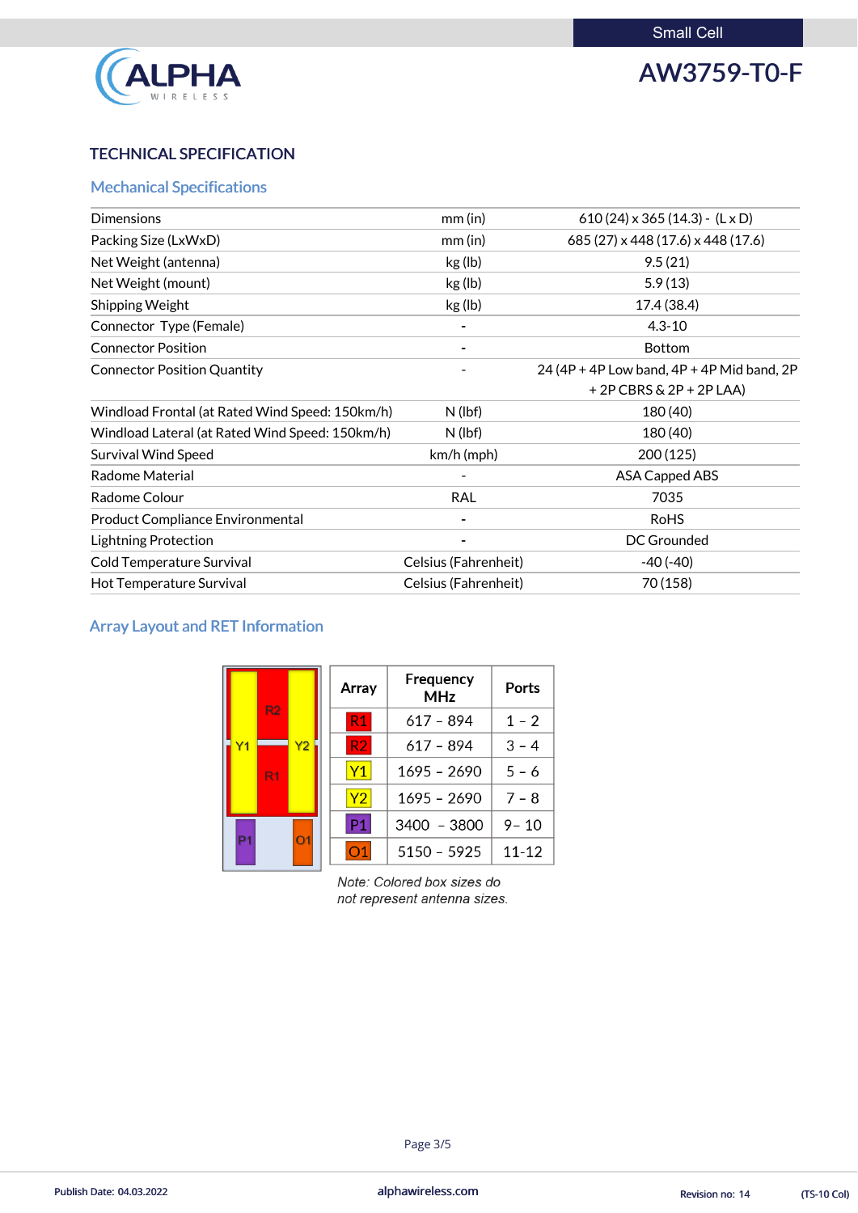Small Cell

**AW3759-T0-F**

## TECHNICAL SPECIFICATION

### Mechanical Specifications

| | | |
|---|---|---|
| Dimensions | mm (in) | 610 (24) x 365 (14.3) - (L x D) |
| Packing Size (LxWxD) | mm (in) | 685 (27) x 448 (17.6) x 448 (17.6) |
| Net Weight (antenna) | kg (lb) | 9.5 (21) |
| Net Weight (mount) | kg (lb) | 5.9 (13) |
| Shipping Weight | kg (lb) | 17.4 (38.4) |
| Connector Type (Female) | - | 4.3-10 |
| Connector Position | - | Bottom |
| Connector Position Quantity | - | 24 (4P + 4P Low band, 4P + 4P Mid band, 2P + 2P CBRS & 2P + 2P LAA) |
| Windload Frontal (at Rated Wind Speed: 150km/h) | N (lbf) | 180 (40) |
| Windload Lateral (at Rated Wind Speed: 150km/h) | N (lbf) | 180 (40) |
| Survival Wind Speed | km/h (mph) | 200 (125) |
| Radome Material | - | ASA Capped ABS |
| Radome Colour | RAL | 7035 |
| Product Compliance Environmental | - | RoHS |
| Lightning Protection | - | DC Grounded |
| Cold Temperature Survival | Celsius (Fahrenheit) | -40 (-40) |
| Hot Temperature Survival | Celsius (Fahrenheit) | 70 (158) |

### Array Layout and RET Information

| Array | Frequency MHz | Ports |
|---|---|---|
| R1 | 617 – 894 | 1 – 2 |
| R2 | 617 – 894 | 3 – 4 |
| Y1 | 1695 – 2690 | 5 – 6 |
| Y2 | 1695 – 2690 | 7 – 8 |
| P1 | 3400 – 3800 | 9 – 10 |
| O1 | 5150 – 5925 | 11-12 |

*Note: Colored box sizes do not represent antenna sizes.*

Publish Date: 04.03.2022 | alphawireless.com | Revision no: 14 | (TS-10 Col)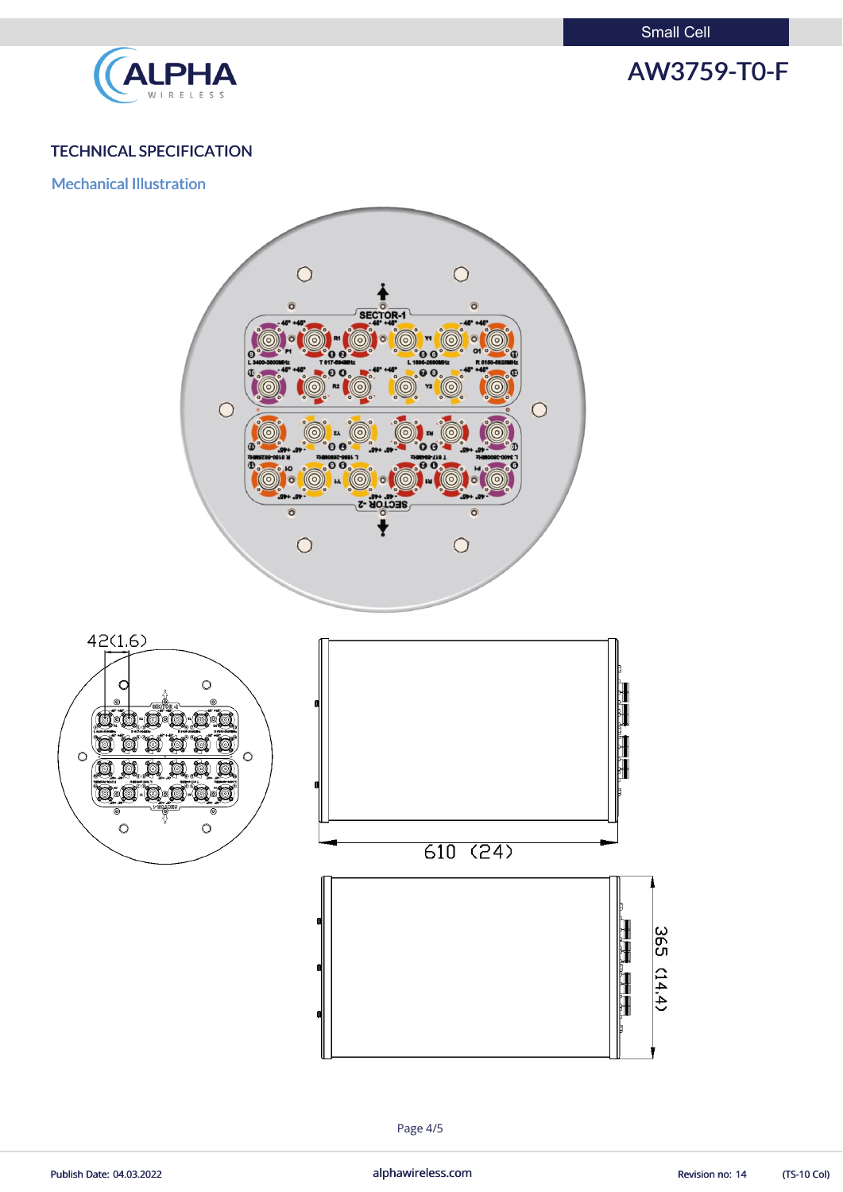## TECHNICAL SPECIFICATION

### Mechanical Illustration

42(1.6)

610 (24)

365 (14.4)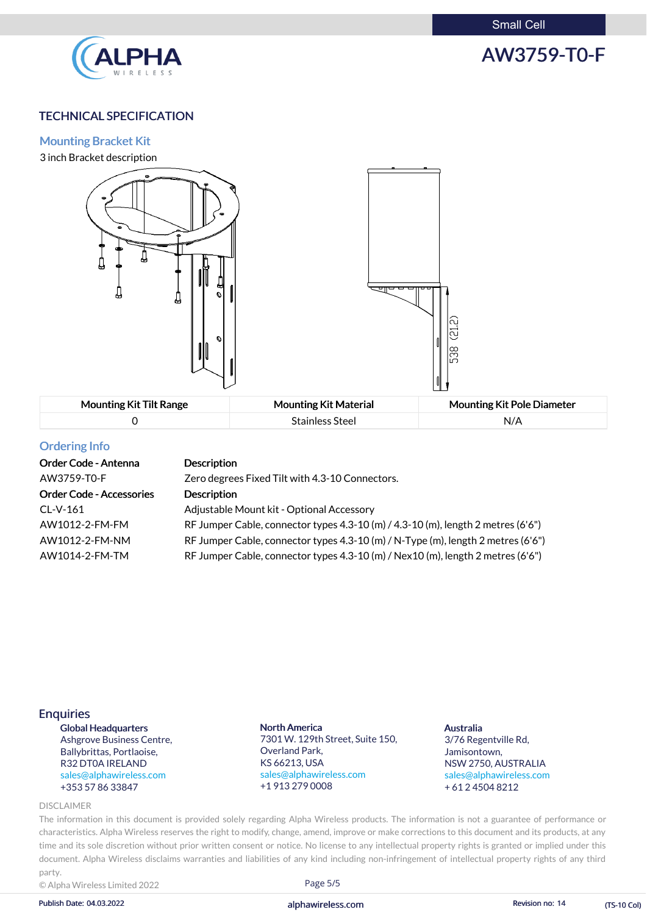## TECHNICAL SPECIFICATION

### Mounting Bracket Kit

3 inch Bracket description

538 (21.2)

| Mounting Kit Tilt Range | Mounting Kit Material | Mounting Kit Pole Diameter |
|---|---|---|
| 0 | Stainless Steel | N/A |

### Ordering Info

| **Order Code - Antenna** | **Description** |
|---|---|
| AW3759-T0-F | Zero degrees Fixed Tilt with 4.3-10 Connectors. |
| **Order Code - Accessories** | **Description** |
| CL-V-161 | Adjustable Mount kit - Optional Accessory |
| AW1012-2-FM-FM | RF Jumper Cable, connector types 4.3-10 (m) / 4.3-10 (m), length 2 metres (6'6") |
| AW1012-2-FM-NM | RF Jumper Cable, connector types 4.3-10 (m) / N-Type (m), length 2 metres (6'6") |
| AW1014-2-FM-TM | RF Jumper Cable, connector types 4.3-10 (m) / Nex10 (m), length 2 metres (6'6") |

## Enquiries

**Global Headquarters**
Ashgrove Business Centre,
Ballybrittas, Portlaoise,
R32 DT0A IRELAND
sales@alphawireless.com
+353 57 86 33847

**North America**
7301 W. 129th Street, Suite 150,
Overland Park,
KS 66213, USA
sales@alphawireless.com
+1 913 279 0008

**Australia**
3/76 Regentville Rd,
Jamisontown,
NSW 2750, AUSTRALIA
sales@alphawireless.com
+ 61 2 4504 8212

DISCLAIMER

The information in this document is provided solely regarding Alpha Wireless products. The information is not a guarantee of performance or characteristics. Alpha Wireless reserves the right to modify, change, amend, improve or make corrections to this document and its products, at any time and its sole discretion without prior written consent or notice. No license to any intellectual property rights is granted or implied under this document. Alpha Wireless disclaims warranties and liabilities of any kind including non-infringement of intellectual property rights of any third party.

© Alpha Wireless Limited 2022

Publish Date: 04.03.2022 alphawireless.com Revision no: 14 (TS-10 Col)